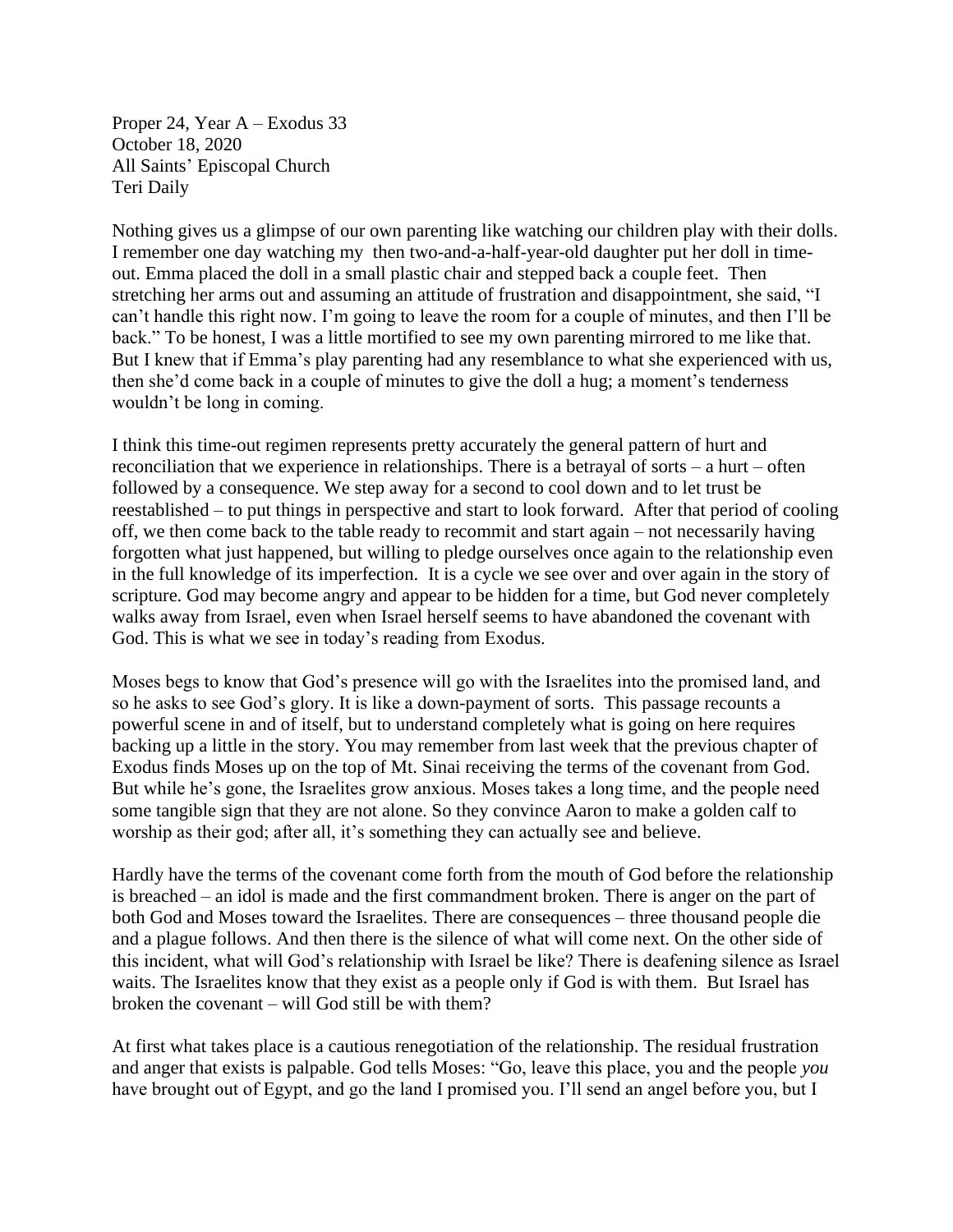Proper 24, Year A – Exodus 33
October 18, 2020
All Saints' Episcopal Church
Teri Daily

Nothing gives us a glimpse of our own parenting like watching our children play with their dolls. I remember one day watching my then two-and-a-half-year-old daughter put her doll in time-out. Emma placed the doll in a small plastic chair and stepped back a couple feet. Then stretching her arms out and assuming an attitude of frustration and disappointment, she said, "I can't handle this right now. I'm going to leave the room for a couple of minutes, and then I'll be back." To be honest, I was a little mortified to see my own parenting mirrored to me like that. But I knew that if Emma's play parenting had any resemblance to what she experienced with us, then she'd come back in a couple of minutes to give the doll a hug; a moment's tenderness wouldn't be long in coming.

I think this time-out regimen represents pretty accurately the general pattern of hurt and reconciliation that we experience in relationships. There is a betrayal of sorts – a hurt – often followed by a consequence. We step away for a second to cool down and to let trust be reestablished – to put things in perspective and start to look forward. After that period of cooling off, we then come back to the table ready to recommit and start again – not necessarily having forgotten what just happened, but willing to pledge ourselves once again to the relationship even in the full knowledge of its imperfection. It is a cycle we see over and over again in the story of scripture. God may become angry and appear to be hidden for a time, but God never completely walks away from Israel, even when Israel herself seems to have abandoned the covenant with God. This is what we see in today's reading from Exodus.

Moses begs to know that God's presence will go with the Israelites into the promised land, and so he asks to see God's glory. It is like a down-payment of sorts. This passage recounts a powerful scene in and of itself, but to understand completely what is going on here requires backing up a little in the story. You may remember from last week that the previous chapter of Exodus finds Moses up on the top of Mt. Sinai receiving the terms of the covenant from God. But while he's gone, the Israelites grow anxious. Moses takes a long time, and the people need some tangible sign that they are not alone. So they convince Aaron to make a golden calf to worship as their god; after all, it's something they can actually see and believe.

Hardly have the terms of the covenant come forth from the mouth of God before the relationship is breached – an idol is made and the first commandment broken. There is anger on the part of both God and Moses toward the Israelites. There are consequences – three thousand people die and a plague follows. And then there is the silence of what will come next. On the other side of this incident, what will God's relationship with Israel be like? There is deafening silence as Israel waits. The Israelites know that they exist as a people only if God is with them. But Israel has broken the covenant – will God still be with them?

At first what takes place is a cautious renegotiation of the relationship. The residual frustration and anger that exists is palpable. God tells Moses: "Go, leave this place, you and the people *you* have brought out of Egypt, and go the land I promised you. I'll send an angel before you, but I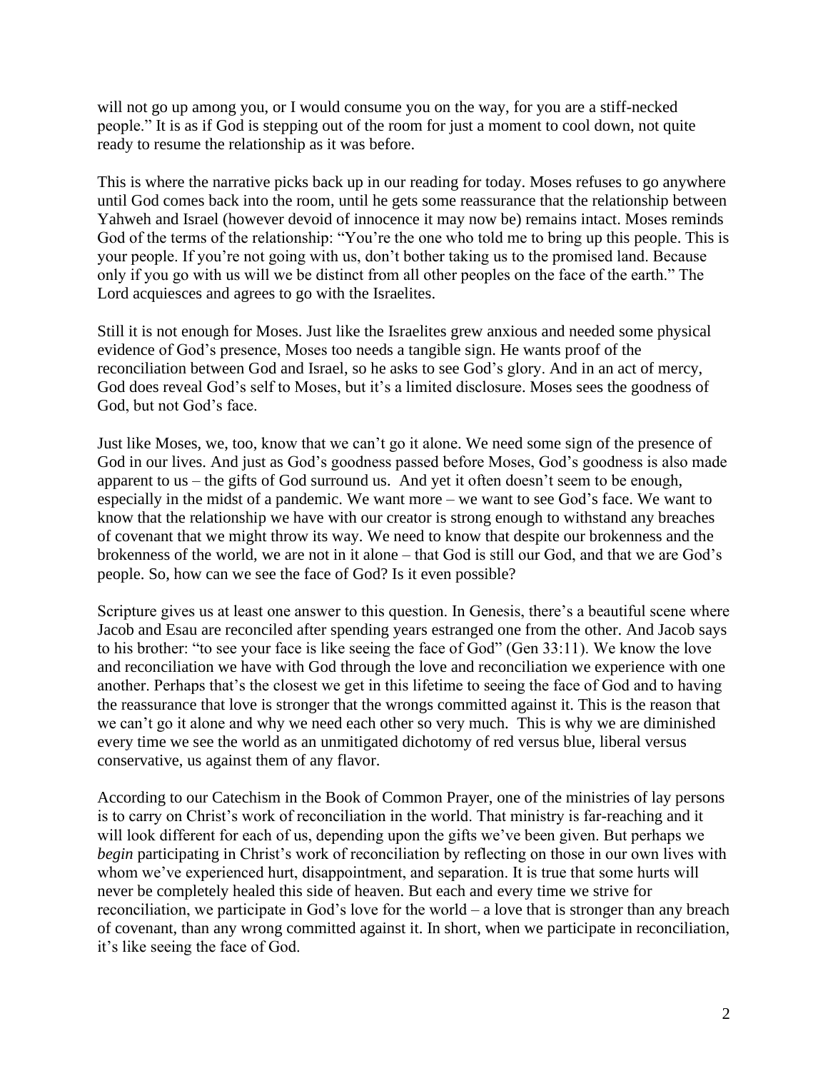will not go up among you, or I would consume you on the way, for you are a stiff-necked people." It is as if God is stepping out of the room for just a moment to cool down, not quite ready to resume the relationship as it was before.

This is where the narrative picks back up in our reading for today. Moses refuses to go anywhere until God comes back into the room, until he gets some reassurance that the relationship between Yahweh and Israel (however devoid of innocence it may now be) remains intact. Moses reminds God of the terms of the relationship: "You're the one who told me to bring up this people. This is your people. If you're not going with us, don't bother taking us to the promised land. Because only if you go with us will we be distinct from all other peoples on the face of the earth." The Lord acquiesces and agrees to go with the Israelites.

Still it is not enough for Moses. Just like the Israelites grew anxious and needed some physical evidence of God's presence, Moses too needs a tangible sign. He wants proof of the reconciliation between God and Israel, so he asks to see God's glory. And in an act of mercy, God does reveal God's self to Moses, but it's a limited disclosure. Moses sees the goodness of God, but not God's face.

Just like Moses, we, too, know that we can't go it alone. We need some sign of the presence of God in our lives. And just as God's goodness passed before Moses, God's goodness is also made apparent to us – the gifts of God surround us. And yet it often doesn't seem to be enough, especially in the midst of a pandemic. We want more – we want to see God's face. We want to know that the relationship we have with our creator is strong enough to withstand any breaches of covenant that we might throw its way. We need to know that despite our brokenness and the brokenness of the world, we are not in it alone – that God is still our God, and that we are God's people. So, how can we see the face of God? Is it even possible?

Scripture gives us at least one answer to this question. In Genesis, there's a beautiful scene where Jacob and Esau are reconciled after spending years estranged one from the other. And Jacob says to his brother: "to see your face is like seeing the face of God" (Gen 33:11). We know the love and reconciliation we have with God through the love and reconciliation we experience with one another. Perhaps that's the closest we get in this lifetime to seeing the face of God and to having the reassurance that love is stronger that the wrongs committed against it. This is the reason that we can't go it alone and why we need each other so very much. This is why we are diminished every time we see the world as an unmitigated dichotomy of red versus blue, liberal versus conservative, us against them of any flavor.

According to our Catechism in the Book of Common Prayer, one of the ministries of lay persons is to carry on Christ's work of reconciliation in the world. That ministry is far-reaching and it will look different for each of us, depending upon the gifts we've been given. But perhaps we *begin* participating in Christ's work of reconciliation by reflecting on those in our own lives with whom we've experienced hurt, disappointment, and separation. It is true that some hurts will never be completely healed this side of heaven. But each and every time we strive for reconciliation, we participate in God's love for the world – a love that is stronger than any breach of covenant, than any wrong committed against it. In short, when we participate in reconciliation, it's like seeing the face of God.